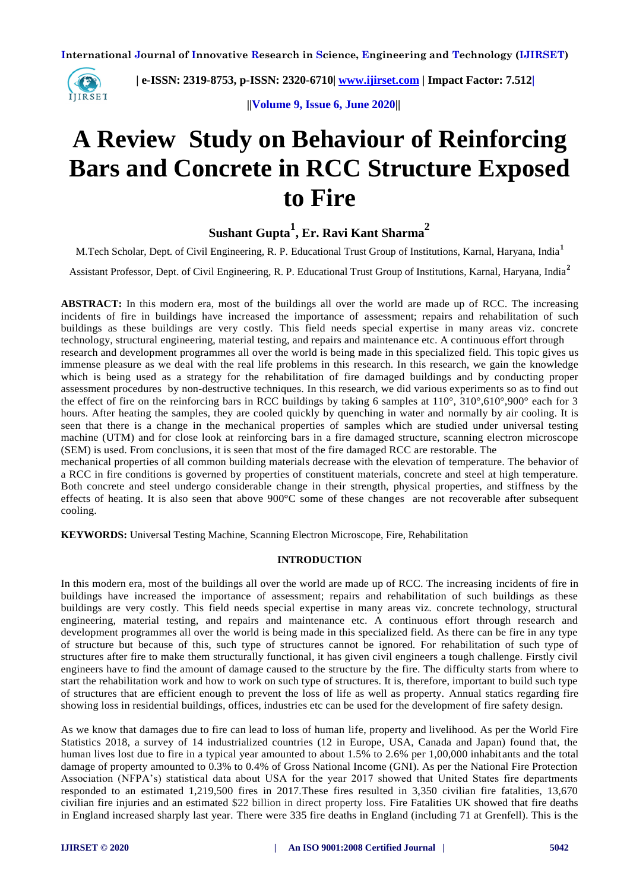# A Review Study on Behaviour of Reinforcing Bars and Concrete in RCC Structure Exposed to Fire

**Sushant Gupta[1], Er. Ravi Kant Sharma[2]**

M.Tech Scholar, Dept. of Civil Engineering, R. P. Educational Trust Group of Institutions, Karnal, Haryana, India[1]

Assistant Professor, Dept. of Civil Engineering, R. P. Educational Trust Group of Institutions, Karnal, Haryana, India[2]

**ABSTRACT:** In this modern era, most of the buildings all over the world are made up of RCC. The increasing incidents of fire in buildings have increased the importance of assessment; repairs and rehabilitation of such buildings as these buildings are very costly. This field needs special expertise in many areas viz. concrete technology, structural engineering, material testing, and repairs and maintenance etc. A continuous effort through research and development programmes all over the world is being made in this specialized field. This topic gives us immense pleasure as we deal with the real life problems in this research. In this research, we gain the knowledge which is being used as a strategy for the rehabilitation of fire damaged buildings and by conducting proper assessment procedures by non-destructive techniques. In this research, we did various experiments so as to find out the effect of fire on the reinforcing bars in RCC buildings by taking 6 samples at 110°, 310°,610°,900° each for 3 hours. After heating the samples, they are cooled quickly by quenching in water and normally by air cooling. It is seen that there is a change in the mechanical properties of samples which are studied under universal testing machine (UTM) and for close look at reinforcing bars in a fire damaged structure, scanning electron microscope (SEM) is used. From conclusions, it is seen that most of the fire damaged RCC are restorable. The mechanical properties of all common building materials decrease with the elevation of temperature. The behavior of a RCC in fire conditions is governed by properties of constituent materials, concrete and steel at high temperature. Both concrete and steel undergo considerable change in their strength, physical properties, and stiffness by the effects of heating. It is also seen that above 900°C some of these changes are not recoverable after subsequent cooling.

**KEYWORDS:** Universal Testing Machine, Scanning Electron Microscope, Fire, Rehabilitation

## INTRODUCTION

In this modern era, most of the buildings all over the world are made up of RCC. The increasing incidents of fire in buildings have increased the importance of assessment; repairs and rehabilitation of such buildings as these buildings are very costly. This field needs special expertise in many areas viz. concrete technology, structural engineering, material testing, and repairs and maintenance etc. A continuous effort through research and development programmes all over the world is being made in this specialized field. As there can be fire in any type of structure but because of this, such type of structures cannot be ignored. For rehabilitation of such type of structures after fire to make them structurally functional, it has given civil engineers a tough challenge. Firstly civil engineers have to find the amount of damage caused to the structure by the fire. The difficulty starts from where to start the rehabilitation work and how to work on such type of structures. It is, therefore, important to build such type of structures that are efficient enough to prevent the loss of life as well as property. Annual statics regarding fire showing loss in residential buildings, offices, industries etc can be used for the development of fire safety design.

As we know that damages due to fire can lead to loss of human life, property and livelihood. As per the World Fire Statistics 2018, a survey of 14 industrialized countries (12 in Europe, USA, Canada and Japan) found that, the human lives lost due to fire in a typical year amounted to about 1.5% to 2.6% per 1,00,000 inhabitants and the total damage of property amounted to 0.3% to 0.4% of Gross National Income (GNI). As per the National Fire Protection Association (NFPA's) statistical data about USA for the year 2017 showed that United States fire departments responded to an estimated 1,219,500 fires in 2017.These fires resulted in 3,350 civilian fire fatalities, 13,670 civilian fire injuries and an estimated $22 billion in direct property loss. Fire Fatalities UK showed that fire deaths in England increased sharply last year. There were 335 fire deaths in England (including 71 at Grenfell). This is the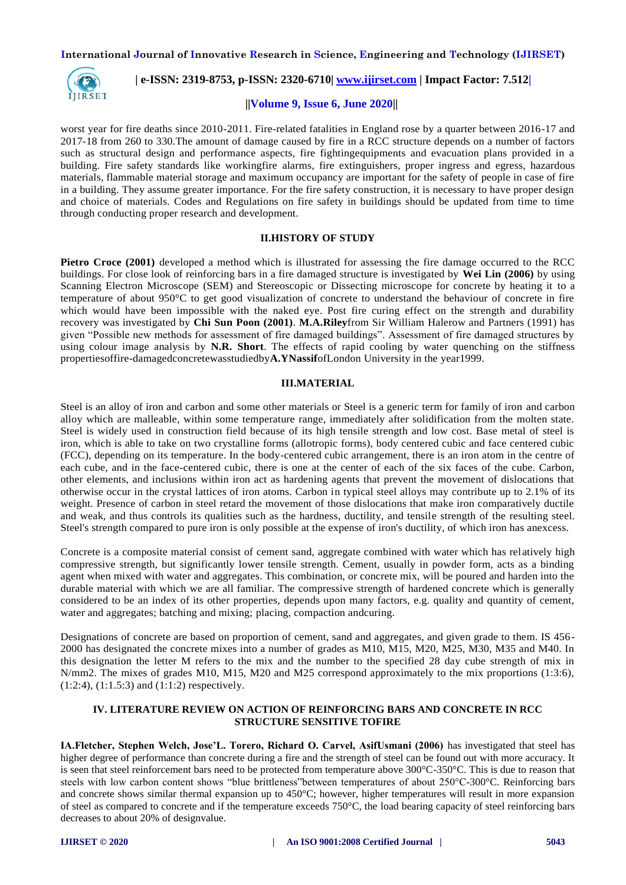worst year for fire deaths since 2010-2011. Fire-related fatalities in England rose by a quarter between 2016-17 and 2017-18 from 260 to 330.The amount of damage caused by fire in a RCC structure depends on a number of factors such as structural design and performance aspects, fire fightingequipments and evacuation plans provided in a building. Fire safety standards like workingfire alarms, fire extinguishers, proper ingress and egress, hazardous materials, flammable material storage and maximum occupancy are important for the safety of people in case of fire in a building. They assume greater importance. For the fire safety construction, it is necessary to have proper design and choice of materials. Codes and Regulations on fire safety in buildings should be updated from time to time through conducting proper research and development.

## II.HISTORY OF STUDY

**Pietro Croce (2001)** developed a method which is illustrated for assessing the fire damage occurred to the RCC buildings. For close look of reinforcing bars in a fire damaged structure is investigated by **Wei Lin (2006)** by using Scanning Electron Microscope (SEM) and Stereoscopic or Dissecting microscope for concrete by heating it to a temperature of about 950°C to get good visualization of concrete to understand the behaviour of concrete in fire which would have been impossible with the naked eye. Post fire curing effect on the strength and durability recovery was investigated by **Chi Sun Poon (2001)**. **M.A.Riley**from Sir William Halerow and Partners (1991) has given "Possible new methods for assessment of fire damaged buildings". Assessment of fire damaged structures by using colour image analysis by **N.R. Short**. The effects of rapid cooling by water quenching on the stiffness propertiesoffire-damagedconcretewasstudiedby**A.YNassif**ofLondon University in the year1999.

## III.MATERIAL

Steel is an alloy of iron and carbon and some other materials or Steel is a generic term for family of iron and carbon alloy which are malleable, within some temperature range, immediately after solidification from the molten state. Steel is widely used in construction field because of its high tensile strength and low cost. Base metal of steel is iron, which is able to take on two crystalline forms (allotropic forms), body centered cubic and face centered cubic (FCC), depending on its temperature. In the body-centered cubic arrangement, there is an iron atom in the centre of each cube, and in the face-centered cubic, there is one at the center of each of the six faces of the cube. Carbon, other elements, and inclusions within iron act as hardening agents that prevent the movement of dislocations that otherwise occur in the crystal lattices of iron atoms. Carbon in typical steel alloys may contribute up to 2.1% of its weight. Presence of carbon in steel retard the movement of those dislocations that make iron comparatively ductile and weak, and thus controls its qualities such as the hardness, ductility, and tensile strength of the resulting steel. Steel's strength compared to pure iron is only possible at the expense of iron's ductility, of which iron has anexcess.

Concrete is a composite material consist of cement sand, aggregate combined with water which has relatively high compressive strength, but significantly lower tensile strength. Cement, usually in powder form, acts as a binding agent when mixed with water and aggregates. This combination, or concrete mix, will be poured and harden into the durable material with which we are all familiar. The compressive strength of hardened concrete which is generally considered to be an index of its other properties, depends upon many factors, e.g. quality and quantity of cement, water and aggregates; batching and mixing; placing, compaction andcuring.

Designations of concrete are based on proportion of cement, sand and aggregates, and given grade to them. IS 456-2000 has designated the concrete mixes into a number of grades as M10, M15, M20, M25, M30, M35 and M40. In this designation the letter M refers to the mix and the number to the specified 28 day cube strength of mix in N/mm2. The mixes of grades M10, M15, M20 and M25 correspond approximately to the mix proportions (1:3:6), (1:2:4), (1:1.5:3) and (1:1:2) respectively.

## IV. LITERATURE REVIEW ON ACTION OF REINFORCING BARS AND CONCRETE IN RCC STRUCTURE SENSITIVE TOFIRE

**IA.Fletcher, Stephen Welch, Jose'L. Torero, Richard O. Carvel, AsifUsmani (2006)** has investigated that steel has higher degree of performance than concrete during a fire and the strength of steel can be found out with more accuracy. It is seen that steel reinforcement bars need to be protected from temperature above 300°C-350°C. This is due to reason that steels with low carbon content shows "blue brittleness"between temperatures of about 250°C-300°C. Reinforcing bars and concrete shows similar thermal expansion up to 450°C; however, higher temperatures will result in more expansion of steel as compared to concrete and if the temperature exceeds 750°C, the load bearing capacity of steel reinforcing bars decreases to about 20% of designvalue.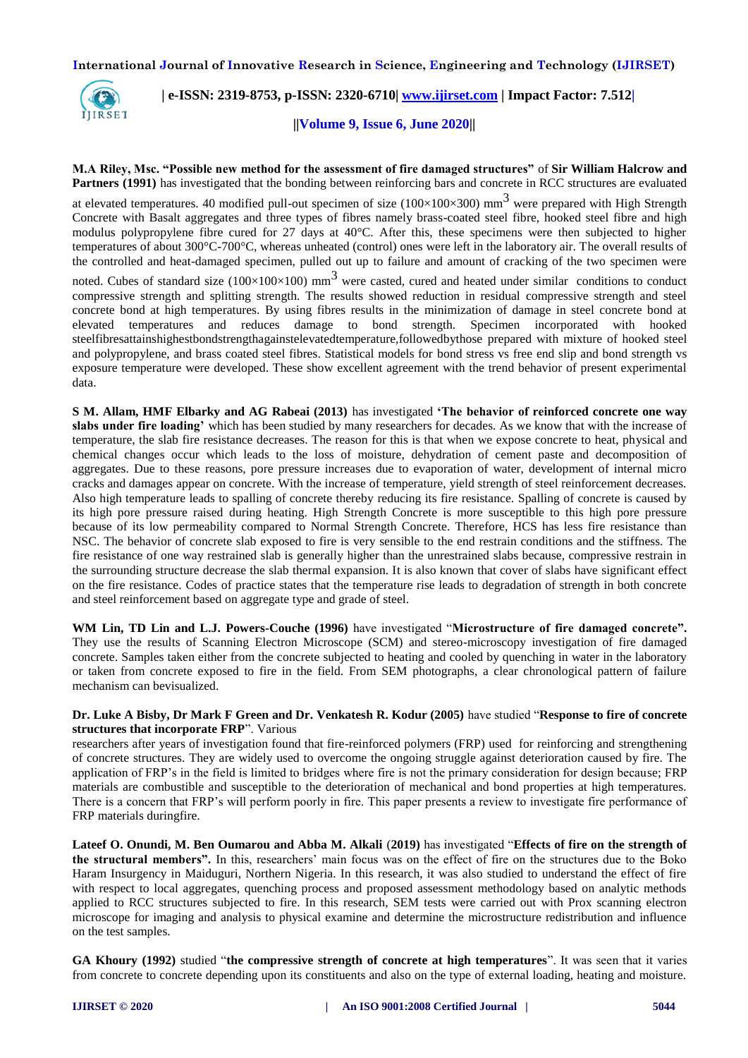**M.A Riley, Msc. "Possible new method for the assessment of fire damaged structures"** of **Sir William Halcrow and Partners (1991)** has investigated that the bonding between reinforcing bars and concrete in RCC structures are evaluated at elevated temperatures. 40 modified pull-out specimen of size (100×100×300) $mm^3$ were prepared with High Strength Concrete with Basalt aggregates and three types of fibres namely brass-coated steel fibre, hooked steel fibre and high modulus polypropylene fibre cured for 27 days at 40°C. After this, these specimens were then subjected to higher temperatures of about 300°C-700°C, whereas unheated (control) ones were left in the laboratory air. The overall results of the controlled and heat-damaged specimen, pulled out up to failure and amount of cracking of the two specimen were noted. Cubes of standard size (100×100×100) $mm^3$ were casted, cured and heated under similar conditions to conduct compressive strength and splitting strength. The results showed reduction in residual compressive strength and steel concrete bond at high temperatures. By using fibres results in the minimization of damage in steel concrete bond at elevated temperatures and reduces damage to bond strength. Specimen incorporated with hooked steelfibresattainshighestbondstrengthagainstelevatedtemperature,followedbythose prepared with mixture of hooked steel and polypropylene, and brass coated steel fibres. Statistical models for bond stress vs free end slip and bond strength vs exposure temperature were developed. These show excellent agreement with the trend behavior of present experimental data.

**S M. Allam, HMF Elbarky and AG Rabeai (2013)** has investigated **'The behavior of reinforced concrete one way slabs under fire loading'** which has been studied by many researchers for decades. As we know that with the increase of temperature, the slab fire resistance decreases. The reason for this is that when we expose concrete to heat, physical and chemical changes occur which leads to the loss of moisture, dehydration of cement paste and decomposition of aggregates. Due to these reasons, pore pressure increases due to evaporation of water, development of internal micro cracks and damages appear on concrete. With the increase of temperature, yield strength of steel reinforcement decreases. Also high temperature leads to spalling of concrete thereby reducing its fire resistance. Spalling of concrete is caused by its high pore pressure raised during heating. High Strength Concrete is more susceptible to this high pore pressure because of its low permeability compared to Normal Strength Concrete. Therefore, HCS has less fire resistance than NSC. The behavior of concrete slab exposed to fire is very sensible to the end restrain conditions and the stiffness. The fire resistance of one way restrained slab is generally higher than the unrestrained slabs because, compressive restrain in the surrounding structure decrease the slab thermal expansion. It is also known that cover of slabs have significant effect on the fire resistance. Codes of practice states that the temperature rise leads to degradation of strength in both concrete and steel reinforcement based on aggregate type and grade of steel.

**WM Lin, TD Lin and L.J. Powers-Couche (1996)** have investigated "**Microstructure of fire damaged concrete".** They use the results of Scanning Electron Microscope (SCM) and stereo-microscopy investigation of fire damaged concrete. Samples taken either from the concrete subjected to heating and cooled by quenching in water in the laboratory or taken from concrete exposed to fire in the field. From SEM photographs, a clear chronological pattern of failure mechanism can bevisualized.

**Dr. Luke A Bisby, Dr Mark F Green and Dr. Venkatesh R. Kodur (2005)** have studied "**Response to fire of concrete structures that incorporate FRP**". Various researchers after years of investigation found that fire-reinforced polymers (FRP) used for reinforcing and strengthening of concrete structures. They are widely used to overcome the ongoing struggle against deterioration caused by fire. The application of FRP's in the field is limited to bridges where fire is not the primary consideration for design because; FRP materials are combustible and susceptible to the deterioration of mechanical and bond properties at high temperatures. There is a concern that FRP's will perform poorly in fire. This paper presents a review to investigate fire performance of FRP materials duringfire.

**Lateef O. Onundi, M. Ben Oumarou and Abba M. Alkali (2019)** has investigated "**Effects of fire on the strength of the structural members".** In this, researchers' main focus was on the effect of fire on the structures due to the Boko Haram Insurgency in Maiduguri, Northern Nigeria. In this research, it was also studied to understand the effect of fire with respect to local aggregates, quenching process and proposed assessment methodology based on analytic methods applied to RCC structures subjected to fire. In this research, SEM tests were carried out with Prox scanning electron microscope for imaging and analysis to physical examine and determine the microstructure redistribution and influence on the test samples.

**GA Khoury (1992)** studied "**the compressive strength of concrete at high temperatures**". It was seen that it varies from concrete to concrete depending upon its constituents and also on the type of external loading, heating and moisture.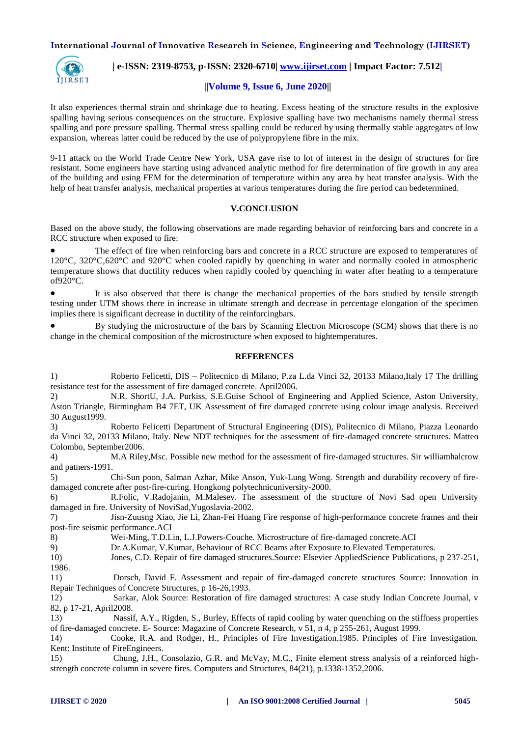It also experiences thermal strain and shrinkage due to heating. Excess heating of the structure results in the explosive spalling having serious consequences on the structure. Explosive spalling have two mechanisms namely thermal stress spalling and pore pressure spalling. Thermal stress spalling could be reduced by using thermally stable aggregates of low expansion, whereas latter could be reduced by the use of polypropylene fibre in the mix.

9-11 attack on the World Trade Centre New York, USA gave rise to lot of interest in the design of structures for fire resistant. Some engineers have starting using advanced analytic method for fire determination of fire growth in any area of the building and using FEM for the determination of temperature within any area by heat transfer analysis. With the help of heat transfer analysis, mechanical properties at various temperatures during the fire period can bedetermined.

## V.CONCLUSION

Based on the above study, the following observations are made regarding behavior of reinforcing bars and concrete in a RCC structure when exposed to fire:

- The effect of fire when reinforcing bars and concrete in a RCC structure are exposed to temperatures of 120°C, 320°C,620°C and 920°C when cooled rapidly by quenching in water and normally cooled in atmospheric temperature shows that ductility reduces when rapidly cooled by quenching in water after heating to a temperature of920°C.
- It is also observed that there is change the mechanical properties of the bars studied by tensile strength testing under UTM shows there in increase in ultimate strength and decrease in percentage elongation of the specimen implies there is significant decrease in ductility of the reinforcingbars.
- By studying the microstructure of the bars by Scanning Electron Microscope (SCM) shows that there is no change in the chemical composition of the microstructure when exposed to hightemperatures.

## REFERENCES

1) Roberto Felicetti, DIS – Politecnico di Milano, P.za L.da Vinci 32, 20133 Milano,Italy 17 The drilling resistance test for the assessment of fire damaged concrete. April2006.
2) N.R. ShortU, J.A. Purkiss, S.E.Guise School of Engineering and Applied Science, Aston University, Aston Triangle, Birmingham B4 7ET, UK Assessment of fire damaged concrete using colour image analysis. Received 30 August1999.
3) Roberto Felicetti Department of Structural Engineering (DIS), Politecnico di Milano, Piazza Leonardo da Vinci 32, 20133 Milano, Italy. New NDT techniques for the assessment of fire-damaged concrete structures. Matteo Colombo, September2006.
4) M.A Riley,Msc. Possible new method for the assessment of fire-damaged structures. Sir williamhalcrow and patners-1991.
5) Chi-Sun poon, Salman Azhar, Mike Anson, Yuk-Lung Wong. Strength and durability recovery of fire-damaged concrete after post-fire-curing. Hongkong polytechnicuniversity-2000.
6) R.Folic, V.Radojanin, M.Malesev. The assessment of the structure of Novi Sad open University damaged in fire. University of NoviSad,Yugoslavia-2002.
7) Jisn-Zuusng Xiao, Jie Li, Zhan-Fei Huang Fire response of high-performance concrete frames and their post-fire seismic performance.ACI
8) Wei-Ming, T.D.Lin, L.J.Powers-Couche. Microstructure of fire-damaged concrete.ACI
9) Dr.A.Kumar, V.Kumar, Behaviour of RCC Beams after Exposure to Elevated Temperatures.
10) Jones, C.D. Repair of fire damaged structures.Source: Elsevier AppliedScience Publications, p 237-251, 1986.
11) Dorsch, David F. Assessment and repair of fire-damaged concrete structures Source: Innovation in Repair Techniques of Concrete Structures, p 16-26,1993.
12) Sarkar, Alok Source: Restoration of fire damaged structures: A case study Indian Concrete Journal, v 82, p 17-21, April2008.
13) Nassif, A.Y., Rigden, S., Burley, Effects of rapid cooling by water quenching on the stiffness properties of fire-damaged concrete. E- Source: Magazine of Concrete Research, v 51, n 4, p 255-261, August 1999.
14) Cooke, R.A. and Rodger, H., Principles of Fire Investigation.1985. Principles of Fire Investigation. Kent: Institute of FireEngineers.
15) Chung, J.H., Consolazio, G.R. and McVay, M.C., Finite element stress analysis of a reinforced high-strength concrete column in severe fires. Computers and Structures, 84(21), p.1338-1352,2006.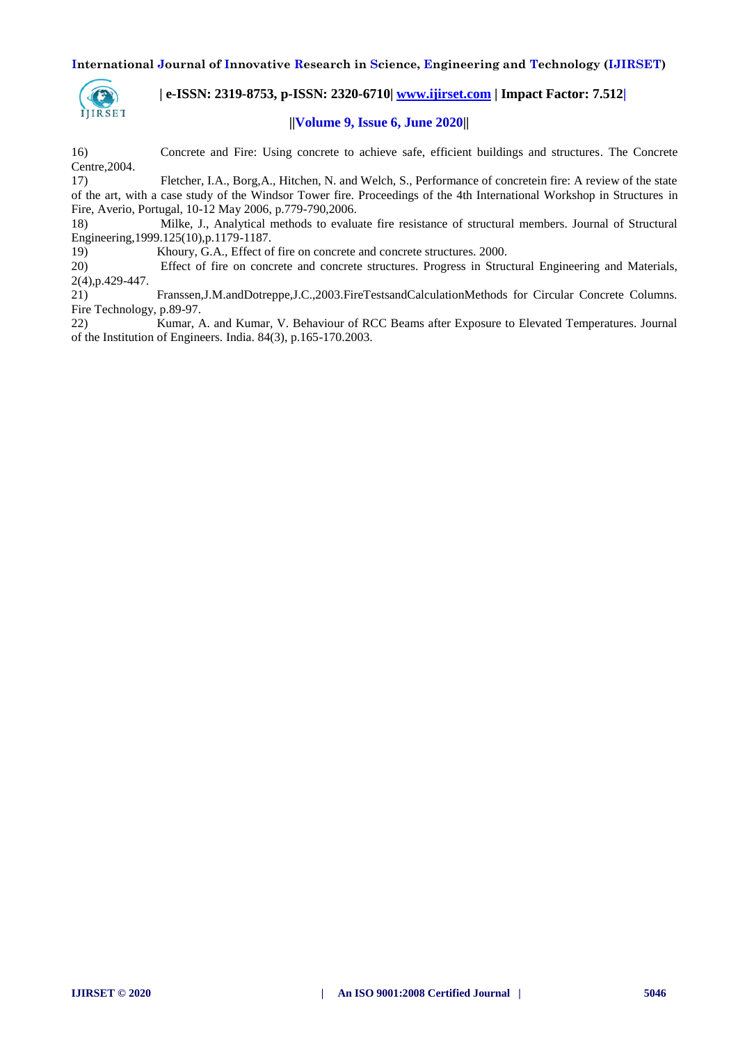16) Concrete and Fire: Using concrete to achieve safe, efficient buildings and structures. The Concrete Centre,2004.

17) Fletcher, I.A., Borg,A., Hitchen, N. and Welch, S., Performance of concretein fire: A review of the state of the art, with a case study of the Windsor Tower fire. Proceedings of the 4th International Workshop in Structures in Fire, Averio, Portugal, 10-12 May 2006, p.779-790,2006.

18) Milke, J., Analytical methods to evaluate fire resistance of structural members. Journal of Structural Engineering,1999.125(10),p.1179-1187.

19) Khoury, G.A., Effect of fire on concrete and concrete structures. 2000.

20) Effect of fire on concrete and concrete structures. Progress in Structural Engineering and Materials, 2(4),p.429-447.

21) Franssen,J.M.andDotreppe,J.C.,2003.FireTestsandCalculationMethods for Circular Concrete Columns. Fire Technology, p.89-97.

22) Kumar, A. and Kumar, V. Behaviour of RCC Beams after Exposure to Elevated Temperatures. Journal of the Institution of Engineers. India. 84(3), p.165-170.2003.